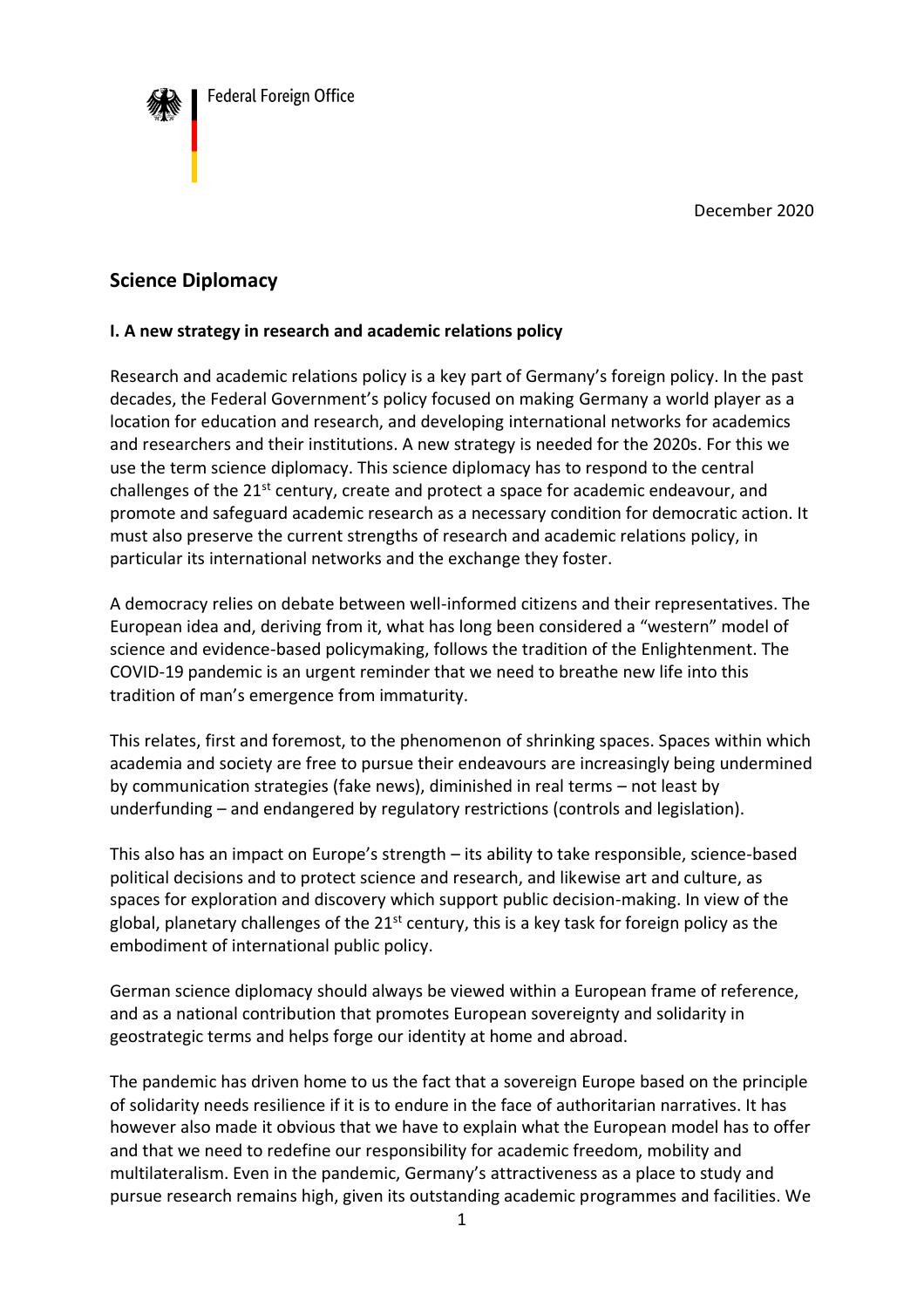Federal Foreign Office

December 2020

# Science Diplomacy

## I. A new strategy in research and academic relations policy

Research and academic relations policy is a key part of Germany's foreign policy. In the past decades, the Federal Government's policy focused on making Germany a world player as a location for education and research, and developing international networks for academics and researchers and their institutions. A new strategy is needed for the 2020s. For this we use the term science diplomacy. This science diplomacy has to respond to the central challenges of the 21st century, create and protect a space for academic endeavour, and promote and safeguard academic research as a necessary condition for democratic action. It must also preserve the current strengths of research and academic relations policy, in particular its international networks and the exchange they foster.

A democracy relies on debate between well-informed citizens and their representatives. The European idea and, deriving from it, what has long been considered a "western" model of science and evidence-based policymaking, follows the tradition of the Enlightenment. The COVID-19 pandemic is an urgent reminder that we need to breathe new life into this tradition of man's emergence from immaturity.

This relates, first and foremost, to the phenomenon of shrinking spaces. Spaces within which academia and society are free to pursue their endeavours are increasingly being undermined by communication strategies (fake news), diminished in real terms – not least by underfunding – and endangered by regulatory restrictions (controls and legislation).

This also has an impact on Europe's strength – its ability to take responsible, science-based political decisions and to protect science and research, and likewise art and culture, as spaces for exploration and discovery which support public decision-making. In view of the global, planetary challenges of the 21st century, this is a key task for foreign policy as the embodiment of international public policy.

German science diplomacy should always be viewed within a European frame of reference, and as a national contribution that promotes European sovereignty and solidarity in geostrategic terms and helps forge our identity at home and abroad.

The pandemic has driven home to us the fact that a sovereign Europe based on the principle of solidarity needs resilience if it is to endure in the face of authoritarian narratives. It has however also made it obvious that we have to explain what the European model has to offer and that we need to redefine our responsibility for academic freedom, mobility and multilateralism. Even in the pandemic, Germany's attractiveness as a place to study and pursue research remains high, given its outstanding academic programmes and facilities. We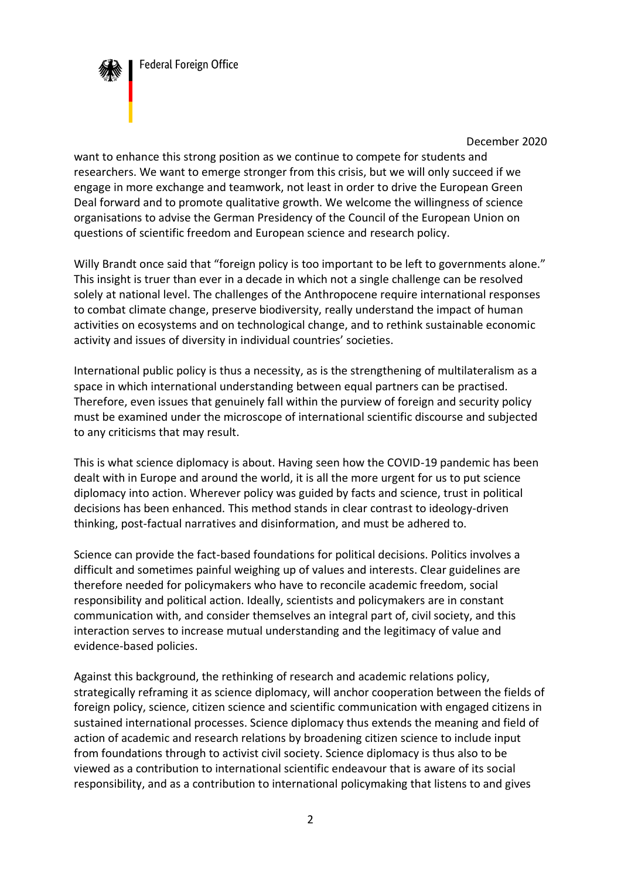want to enhance this strong position as we continue to compete for students and researchers. We want to emerge stronger from this crisis, but we will only succeed if we engage in more exchange and teamwork, not least in order to drive the European Green Deal forward and to promote qualitative growth. We welcome the willingness of science organisations to advise the German Presidency of the Council of the European Union on questions of scientific freedom and European science and research policy.

Willy Brandt once said that "foreign policy is too important to be left to governments alone." This insight is truer than ever in a decade in which not a single challenge can be resolved solely at national level. The challenges of the Anthropocene require international responses to combat climate change, preserve biodiversity, really understand the impact of human activities on ecosystems and on technological change, and to rethink sustainable economic activity and issues of diversity in individual countries' societies.

International public policy is thus a necessity, as is the strengthening of multilateralism as a space in which international understanding between equal partners can be practised. Therefore, even issues that genuinely fall within the purview of foreign and security policy must be examined under the microscope of international scientific discourse and subjected to any criticisms that may result.

This is what science diplomacy is about. Having seen how the COVID-19 pandemic has been dealt with in Europe and around the world, it is all the more urgent for us to put science diplomacy into action. Wherever policy was guided by facts and science, trust in political decisions has been enhanced. This method stands in clear contrast to ideology-driven thinking, post-factual narratives and disinformation, and must be adhered to.

Science can provide the fact-based foundations for political decisions. Politics involves a difficult and sometimes painful weighing up of values and interests. Clear guidelines are therefore needed for policymakers who have to reconcile academic freedom, social responsibility and political action. Ideally, scientists and policymakers are in constant communication with, and consider themselves an integral part of, civil society, and this interaction serves to increase mutual understanding and the legitimacy of value and evidence-based policies.

Against this background, the rethinking of research and academic relations policy, strategically reframing it as science diplomacy, will anchor cooperation between the fields of foreign policy, science, citizen science and scientific communication with engaged citizens in sustained international processes. Science diplomacy thus extends the meaning and field of action of academic and research relations by broadening citizen science to include input from foundations through to activist civil society. Science diplomacy is thus also to be viewed as a contribution to international scientific endeavour that is aware of its social responsibility, and as a contribution to international policymaking that listens to and gives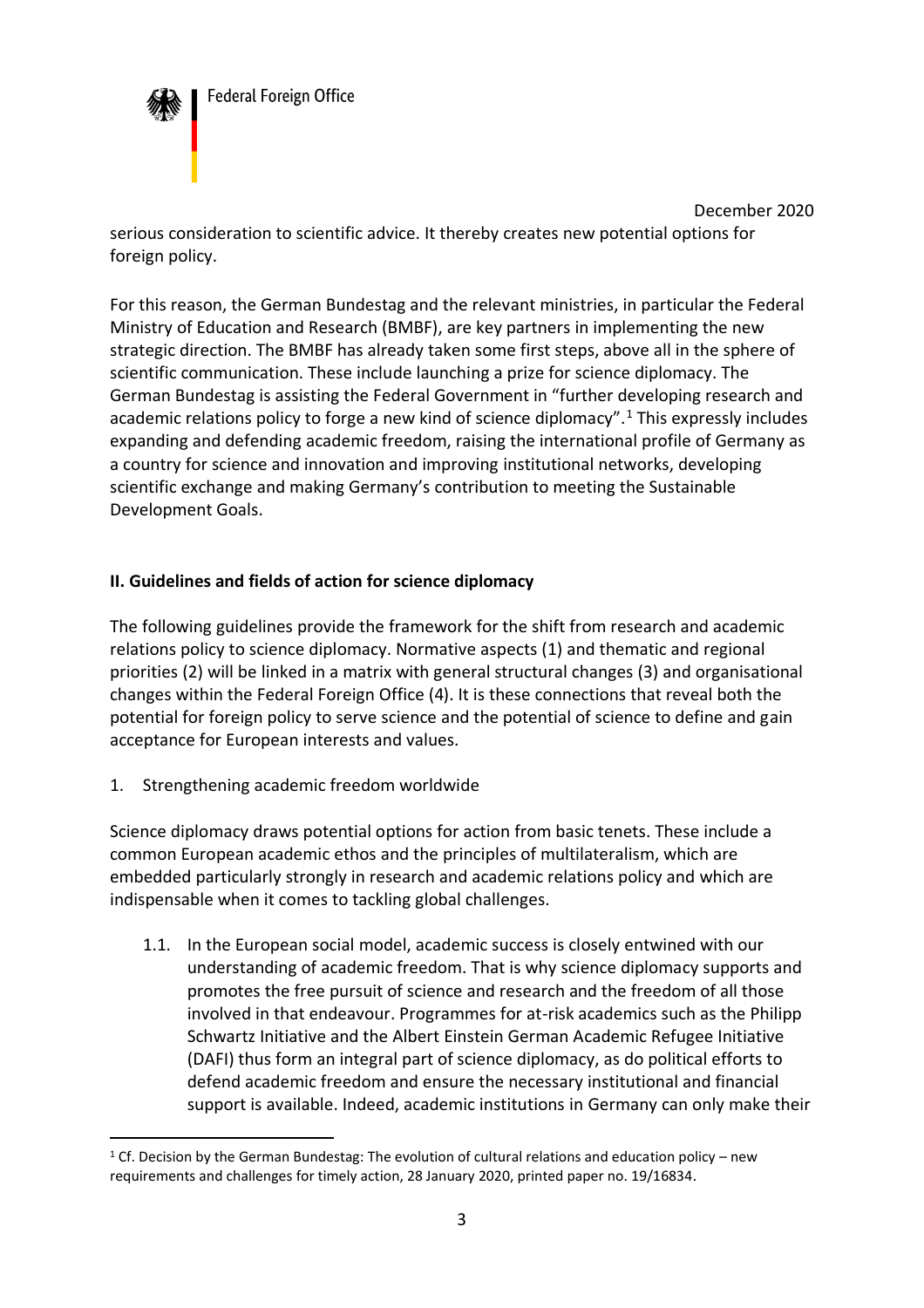serious consideration to scientific advice. It thereby creates new potential options for foreign policy.

For this reason, the German Bundestag and the relevant ministries, in particular the Federal Ministry of Education and Research (BMBF), are key partners in implementing the new strategic direction. The BMBF has already taken some first steps, above all in the sphere of scientific communication. These include launching a prize for science diplomacy. The German Bundestag is assisting the Federal Government in "further developing research and academic relations policy to forge a new kind of science diplomacy".[1] This expressly includes expanding and defending academic freedom, raising the international profile of Germany as a country for science and innovation and improving institutional networks, developing scientific exchange and making Germany's contribution to meeting the Sustainable Development Goals.

## II. Guidelines and fields of action for science diplomacy

The following guidelines provide the framework for the shift from research and academic relations policy to science diplomacy. Normative aspects (1) and thematic and regional priorities (2) will be linked in a matrix with general structural changes (3) and organisational changes within the Federal Foreign Office (4). It is these connections that reveal both the potential for foreign policy to serve science and the potential of science to define and gain acceptance for European interests and values.

1. Strengthening academic freedom worldwide

Science diplomacy draws potential options for action from basic tenets. These include a common European academic ethos and the principles of multilateralism, which are embedded particularly strongly in research and academic relations policy and which are indispensable when it comes to tackling global challenges.

1.1. In the European social model, academic success is closely entwined with our understanding of academic freedom. That is why science diplomacy supports and promotes the free pursuit of science and research and the freedom of all those involved in that endeavour. Programmes for at-risk academics such as the Philipp Schwartz Initiative and the Albert Einstein German Academic Refugee Initiative (DAFI) thus form an integral part of science diplomacy, as do political efforts to defend academic freedom and ensure the necessary institutional and financial support is available. Indeed, academic institutions in Germany can only make their

[1] Cf. Decision by the German Bundestag: The evolution of cultural relations and education policy – new requirements and challenges for timely action, 28 January 2020, printed paper no. 19/16834.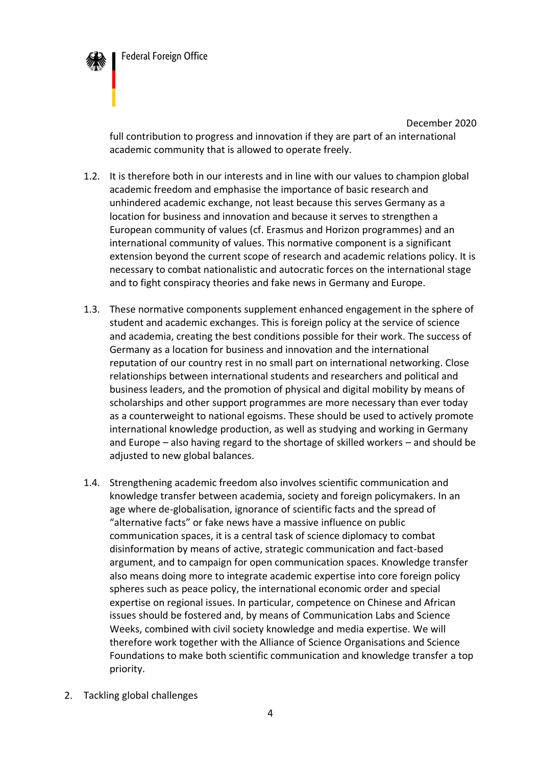full contribution to progress and innovation if they are part of an international academic community that is allowed to operate freely.

1.2. It is therefore both in our interests and in line with our values to champion global academic freedom and emphasise the importance of basic research and unhindered academic exchange, not least because this serves Germany as a location for business and innovation and because it serves to strengthen a European community of values (cf. Erasmus and Horizon programmes) and an international community of values. This normative component is a significant extension beyond the current scope of research and academic relations policy. It is necessary to combat nationalistic and autocratic forces on the international stage and to fight conspiracy theories and fake news in Germany and Europe.

1.3. These normative components supplement enhanced engagement in the sphere of student and academic exchanges. This is foreign policy at the service of science and academia, creating the best conditions possible for their work. The success of Germany as a location for business and innovation and the international reputation of our country rest in no small part on international networking. Close relationships between international students and researchers and political and business leaders, and the promotion of physical and digital mobility by means of scholarships and other support programmes are more necessary than ever today as a counterweight to national egoisms. These should be used to actively promote international knowledge production, as well as studying and working in Germany and Europe – also having regard to the shortage of skilled workers – and should be adjusted to new global balances.

1.4. Strengthening academic freedom also involves scientific communication and knowledge transfer between academia, society and foreign policymakers. In an age where de-globalisation, ignorance of scientific facts and the spread of "alternative facts" or fake news have a massive influence on public communication spaces, it is a central task of science diplomacy to combat disinformation by means of active, strategic communication and fact-based argument, and to campaign for open communication spaces. Knowledge transfer also means doing more to integrate academic expertise into core foreign policy spheres such as peace policy, the international economic order and special expertise on regional issues. In particular, competence on Chinese and African issues should be fostered and, by means of Communication Labs and Science Weeks, combined with civil society knowledge and media expertise. We will therefore work together with the Alliance of Science Organisations and Science Foundations to make both scientific communication and knowledge transfer a top priority.

## 2. Tackling global challenges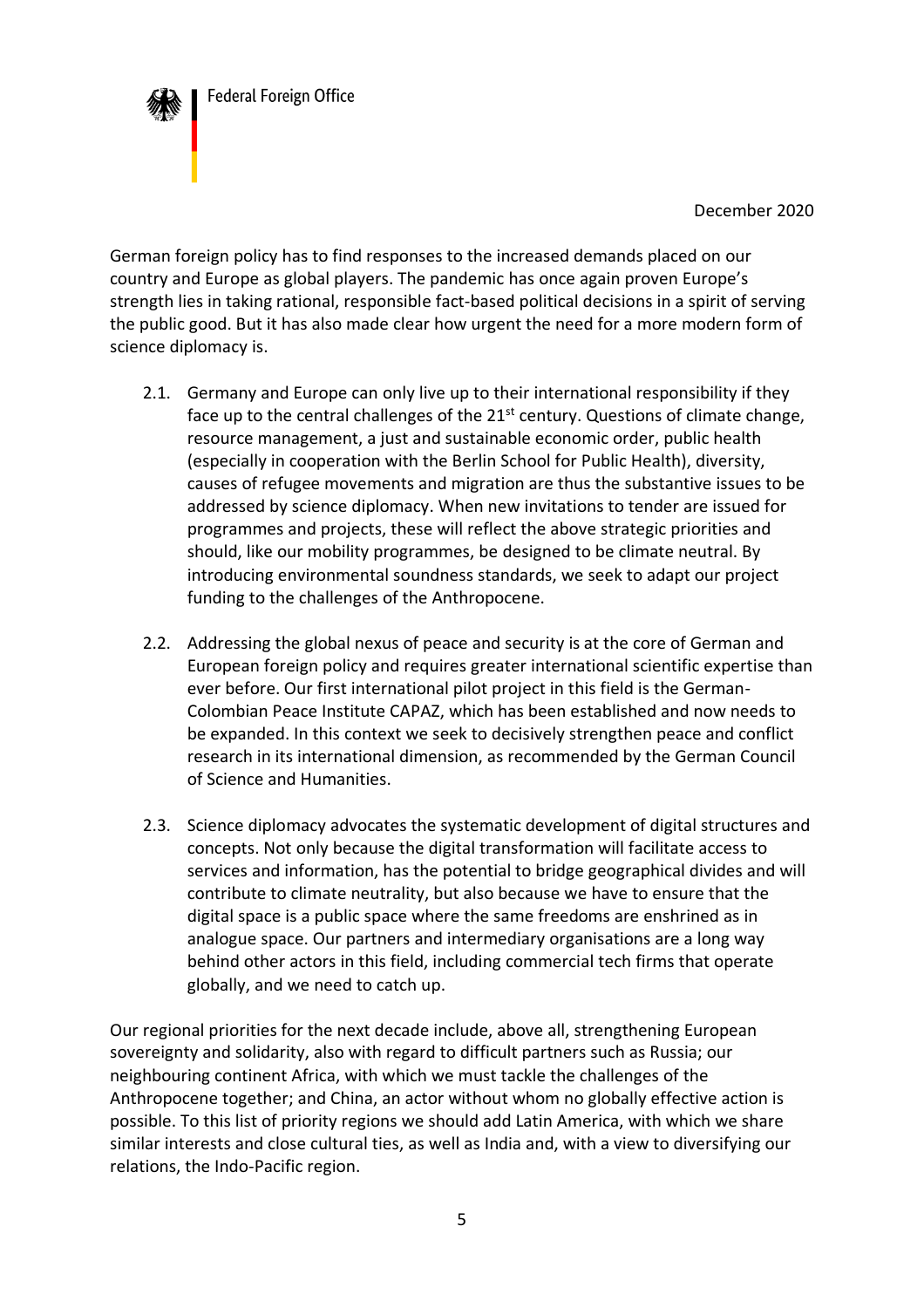German foreign policy has to find responses to the increased demands placed on our country and Europe as global players. The pandemic has once again proven Europe's strength lies in taking rational, responsible fact-based political decisions in a spirit of serving the public good. But it has also made clear how urgent the need for a more modern form of science diplomacy is.

2.1. Germany and Europe can only live up to their international responsibility if they face up to the central challenges of the 21st century. Questions of climate change, resource management, a just and sustainable economic order, public health (especially in cooperation with the Berlin School for Public Health), diversity, causes of refugee movements and migration are thus the substantive issues to be addressed by science diplomacy. When new invitations to tender are issued for programmes and projects, these will reflect the above strategic priorities and should, like our mobility programmes, be designed to be climate neutral. By introducing environmental soundness standards, we seek to adapt our project funding to the challenges of the Anthropocene.

2.2. Addressing the global nexus of peace and security is at the core of German and European foreign policy and requires greater international scientific expertise than ever before. Our first international pilot project in this field is the German-Colombian Peace Institute CAPAZ, which has been established and now needs to be expanded. In this context we seek to decisively strengthen peace and conflict research in its international dimension, as recommended by the German Council of Science and Humanities.

2.3. Science diplomacy advocates the systematic development of digital structures and concepts. Not only because the digital transformation will facilitate access to services and information, has the potential to bridge geographical divides and will contribute to climate neutrality, but also because we have to ensure that the digital space is a public space where the same freedoms are enshrined as in analogue space. Our partners and intermediary organisations are a long way behind other actors in this field, including commercial tech firms that operate globally, and we need to catch up.

Our regional priorities for the next decade include, above all, strengthening European sovereignty and solidarity, also with regard to difficult partners such as Russia; our neighbouring continent Africa, with which we must tackle the challenges of the Anthropocene together; and China, an actor without whom no globally effective action is possible. To this list of priority regions we should add Latin America, with which we share similar interests and close cultural ties, as well as India and, with a view to diversifying our relations, the Indo-Pacific region.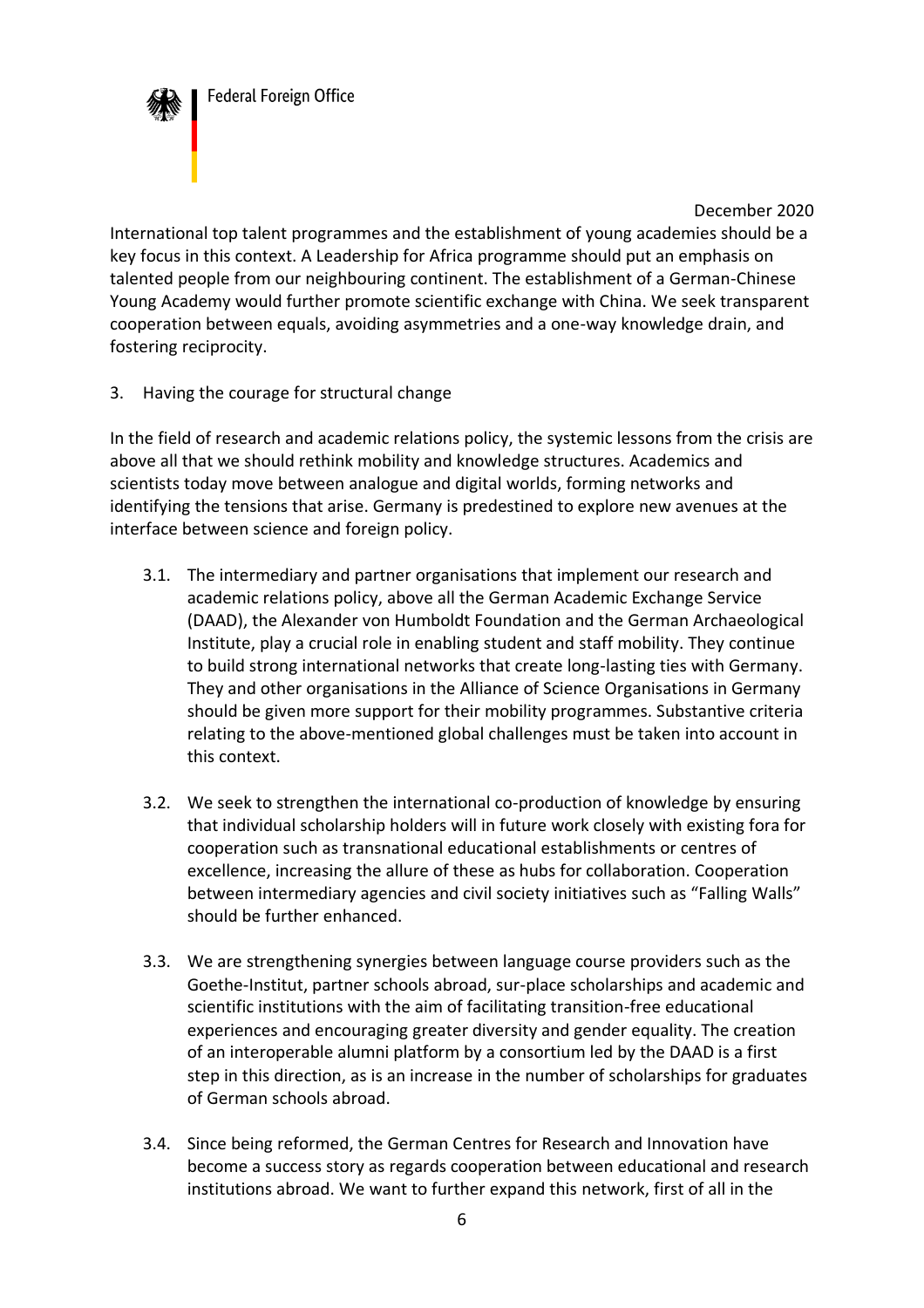International top talent programmes and the establishment of young academies should be a key focus in this context. A Leadership for Africa programme should put an emphasis on talented people from our neighbouring continent. The establishment of a German-Chinese Young Academy would further promote scientific exchange with China. We seek transparent cooperation between equals, avoiding asymmetries and a one-way knowledge drain, and fostering reciprocity.

## 3. Having the courage for structural change

In the field of research and academic relations policy, the systemic lessons from the crisis are above all that we should rethink mobility and knowledge structures. Academics and scientists today move between analogue and digital worlds, forming networks and identifying the tensions that arise. Germany is predestined to explore new avenues at the interface between science and foreign policy.

3.1. The intermediary and partner organisations that implement our research and academic relations policy, above all the German Academic Exchange Service (DAAD), the Alexander von Humboldt Foundation and the German Archaeological Institute, play a crucial role in enabling student and staff mobility. They continue to build strong international networks that create long-lasting ties with Germany. They and other organisations in the Alliance of Science Organisations in Germany should be given more support for their mobility programmes. Substantive criteria relating to the above-mentioned global challenges must be taken into account in this context.

3.2. We seek to strengthen the international co-production of knowledge by ensuring that individual scholarship holders will in future work closely with existing fora for cooperation such as transnational educational establishments or centres of excellence, increasing the allure of these as hubs for collaboration. Cooperation between intermediary agencies and civil society initiatives such as "Falling Walls" should be further enhanced.

3.3. We are strengthening synergies between language course providers such as the Goethe-Institut, partner schools abroad, sur-place scholarships and academic and scientific institutions with the aim of facilitating transition-free educational experiences and encouraging greater diversity and gender equality. The creation of an interoperable alumni platform by a consortium led by the DAAD is a first step in this direction, as is an increase in the number of scholarships for graduates of German schools abroad.

3.4. Since being reformed, the German Centres for Research and Innovation have become a success story as regards cooperation between educational and research institutions abroad. We want to further expand this network, first of all in the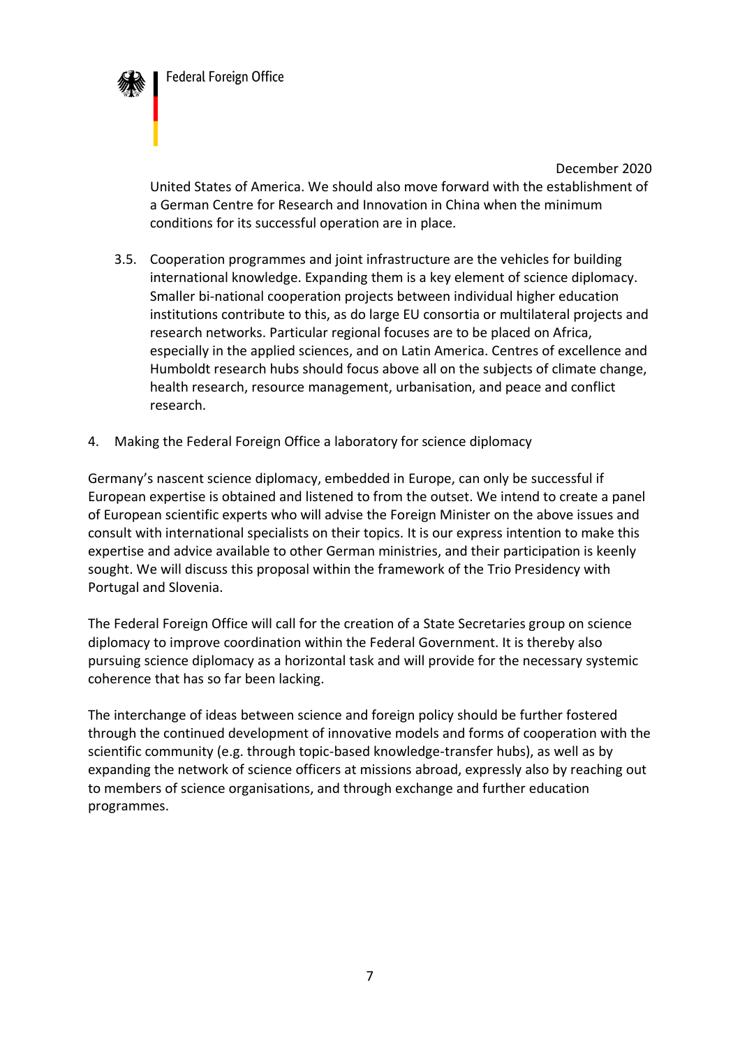United States of America. We should also move forward with the establishment of a German Centre for Research and Innovation in China when the minimum conditions for its successful operation are in place.

3.5. Cooperation programmes and joint infrastructure are the vehicles for building international knowledge. Expanding them is a key element of science diplomacy. Smaller bi-national cooperation projects between individual higher education institutions contribute to this, as do large EU consortia or multilateral projects and research networks. Particular regional focuses are to be placed on Africa, especially in the applied sciences, and on Latin America. Centres of excellence and Humboldt research hubs should focus above all on the subjects of climate change, health research, resource management, urbanisation, and peace and conflict research.

4. Making the Federal Foreign Office a laboratory for science diplomacy

Germany's nascent science diplomacy, embedded in Europe, can only be successful if European expertise is obtained and listened to from the outset. We intend to create a panel of European scientific experts who will advise the Foreign Minister on the above issues and consult with international specialists on their topics. It is our express intention to make this expertise and advice available to other German ministries, and their participation is keenly sought. We will discuss this proposal within the framework of the Trio Presidency with Portugal and Slovenia.

The Federal Foreign Office will call for the creation of a State Secretaries group on science diplomacy to improve coordination within the Federal Government. It is thereby also pursuing science diplomacy as a horizontal task and will provide for the necessary systemic coherence that has so far been lacking.

The interchange of ideas between science and foreign policy should be further fostered through the continued development of innovative models and forms of cooperation with the scientific community (e.g. through topic-based knowledge-transfer hubs), as well as by expanding the network of science officers at missions abroad, expressly also by reaching out to members of science organisations, and through exchange and further education programmes.